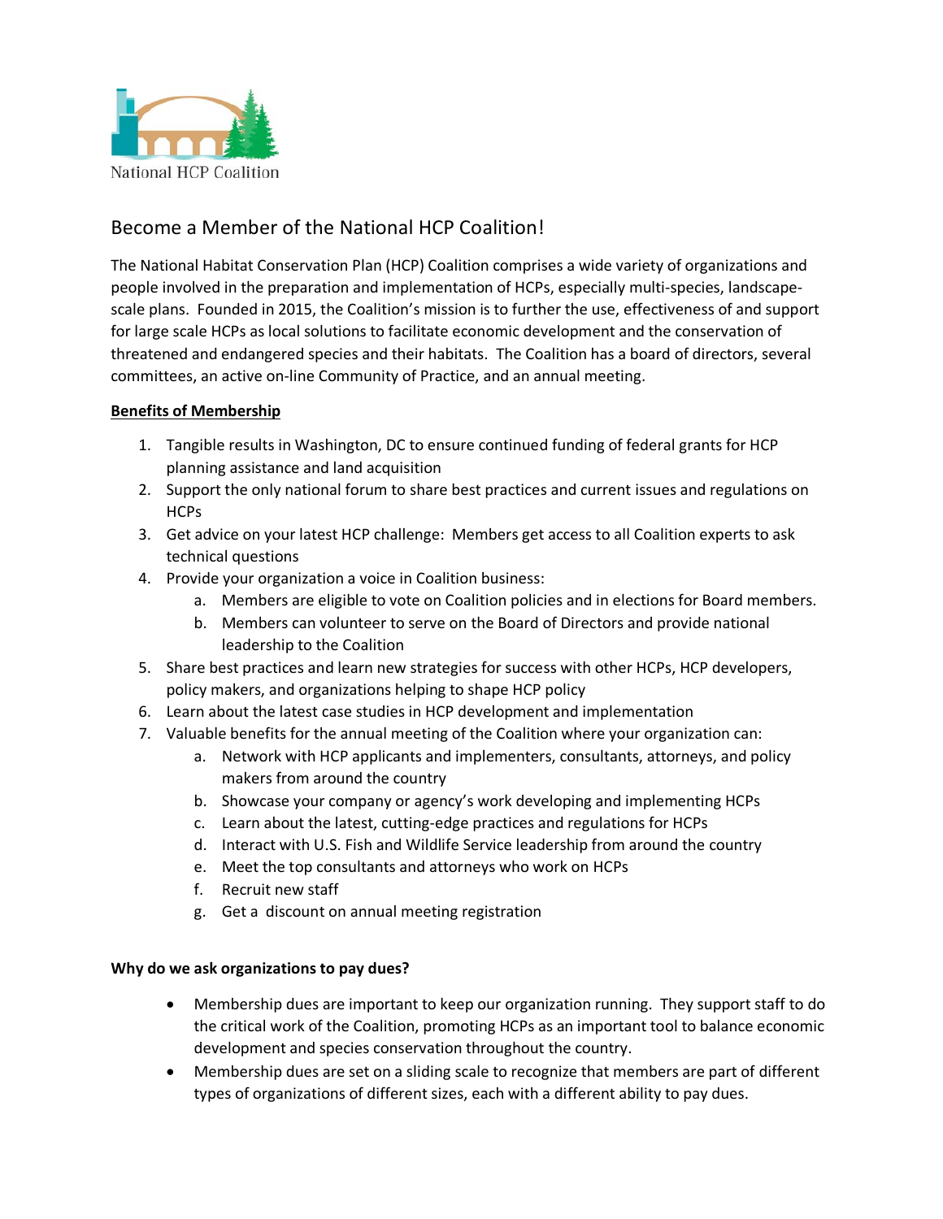National HCP Coalition

# Become a Member of the National HCP Coalition!

The National Habitat Conservation Plan (HCP) Coalition comprises a wide variety of organizations and people involved in the preparation and implementation of HCPs, especially multi-species, landscape-scale plans. Founded in 2015, the Coalition's mission is to further the use, effectiveness of and support for large scale HCPs as local solutions to facilitate economic development and the conservation of threatened and endangered species and their habitats. The Coalition has a board of directors, several committees, an active on-line Community of Practice, and an annual meeting.

**Benefits of Membership**

1. Tangible results in Washington, DC to ensure continued funding of federal grants for HCP planning assistance and land acquisition
2. Support the only national forum to share best practices and current issues and regulations on HCPs
3. Get advice on your latest HCP challenge: Members get access to all Coalition experts to ask technical questions
4. Provide your organization a voice in Coalition business:
   a. Members are eligible to vote on Coalition policies and in elections for Board members.
   b. Members can volunteer to serve on the Board of Directors and provide national leadership to the Coalition
5. Share best practices and learn new strategies for success with other HCPs, HCP developers, policy makers, and organizations helping to shape HCP policy
6. Learn about the latest case studies in HCP development and implementation
7. Valuable benefits for the annual meeting of the Coalition where your organization can:
   a. Network with HCP applicants and implementers, consultants, attorneys, and policy makers from around the country
   b. Showcase your company or agency's work developing and implementing HCPs
   c. Learn about the latest, cutting-edge practices and regulations for HCPs
   d. Interact with U.S. Fish and Wildlife Service leadership from around the country
   e. Meet the top consultants and attorneys who work on HCPs
   f. Recruit new staff
   g. Get a discount on annual meeting registration

**Why do we ask organizations to pay dues?**

- Membership dues are important to keep our organization running. They support staff to do the critical work of the Coalition, promoting HCPs as an important tool to balance economic development and species conservation throughout the country.
- Membership dues are set on a sliding scale to recognize that members are part of different types of organizations of different sizes, each with a different ability to pay dues.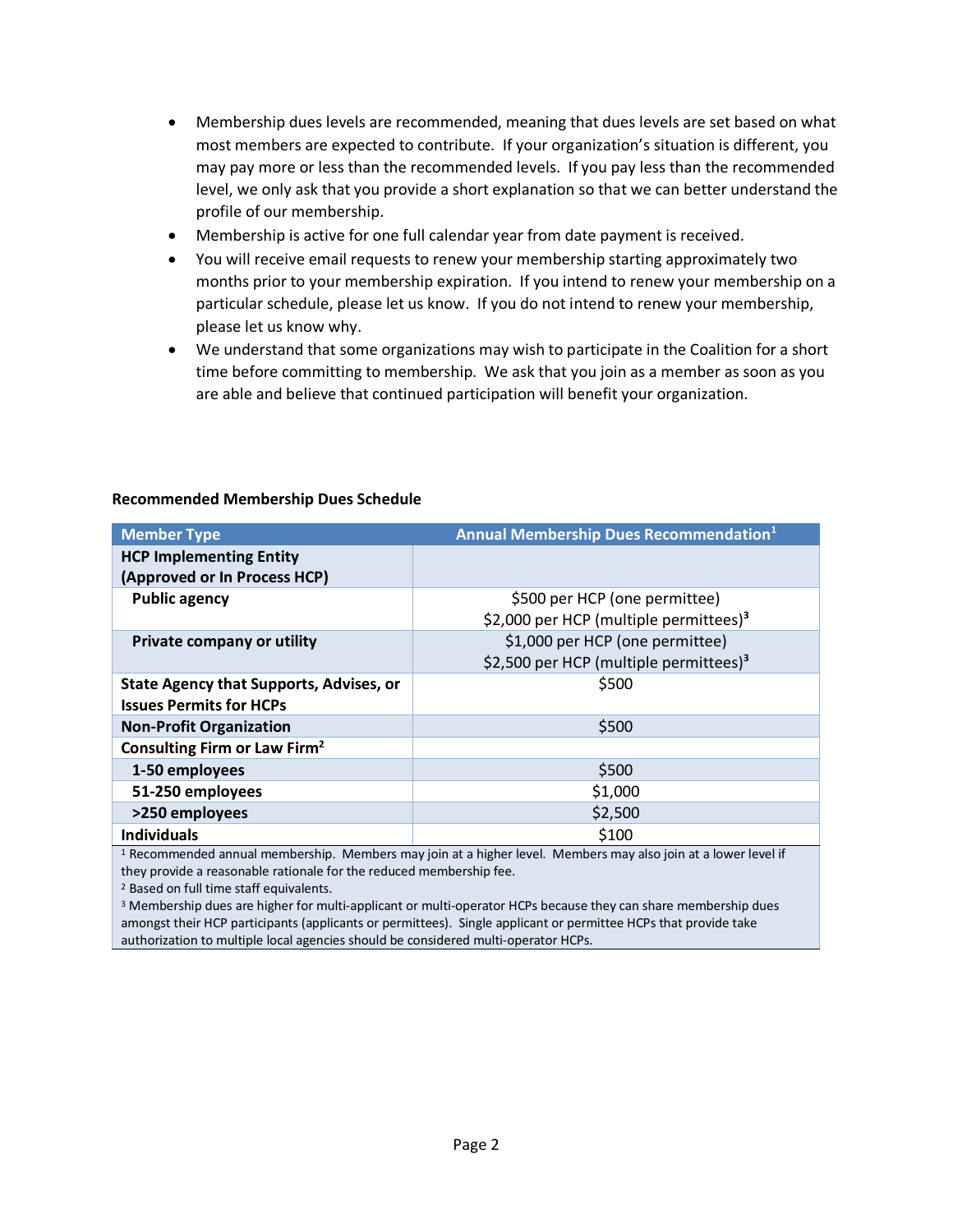- Membership dues levels are recommended, meaning that dues levels are set based on what most members are expected to contribute. If your organization's situation is different, you may pay more or less than the recommended levels. If you pay less than the recommended level, we only ask that you provide a short explanation so that we can better understand the profile of our membership.
- Membership is active for one full calendar year from date payment is received.
- You will receive email requests to renew your membership starting approximately two months prior to your membership expiration. If you intend to renew your membership on a particular schedule, please let us know. If you do not intend to renew your membership, please let us know why.
- We understand that some organizations may wish to participate in the Coalition for a short time before committing to membership. We ask that you join as a member as soon as you are able and believe that continued participation will benefit your organization.

**Recommended Membership Dues Schedule**

| Member Type | Annual Membership Dues Recommendation[1] |
|---|---|
| **HCP Implementing Entity (Approved or In Process HCP)** | |
| **Public agency** | $500 per HCP (one permittee)<br>$2,000 per HCP (multiple permittees)[3] |
| **Private company or utility** | $1,000 per HCP (one permittee)<br>$2,500 per HCP (multiple permittees)[3] |
| **State Agency that Supports, Advises, or Issues Permits for HCPs** | $500 |
| **Non-Profit Organization** | $500 |
| **Consulting Firm or Law Firm[2]** | |
| **1-50 employees** | $500 |
| **51-250 employees** | $1,000 |
| **>250 employees** | $2,500 |
| **Individuals** | $100 |

[1] Recommended annual membership. Members may join at a higher level. Members may also join at a lower level if they provide a reasonable rationale for the reduced membership fee.

[2] Based on full time staff equivalents.

[3] Membership dues are higher for multi-applicant or multi-operator HCPs because they can share membership dues amongst their HCP participants (applicants or permittees). Single applicant or permittee HCPs that provide take authorization to multiple local agencies should be considered multi-operator HCPs.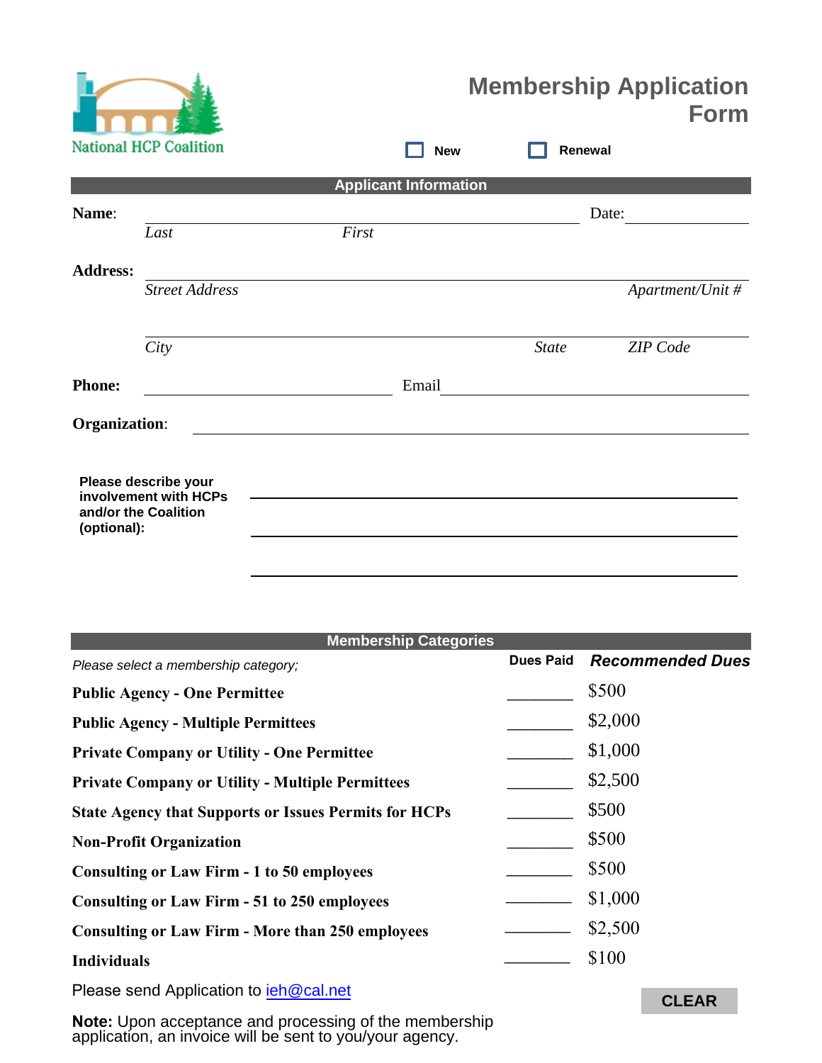National HCP Coalition

# Membership Application Form

☐ New ☐ Renewal

## Applicant Information

**Name:** ______________________________ Date: ______________

*Last* *First*

**Address:** ______________________________________________

*Street Address* *Apartment/Unit #*

______________________________________________

*City* *State* *ZIP Code*

**Phone:** ____________________ Email ____________________

**Organization:** ____________________________________________

**Please describe your involvement with HCPs and/or the Coalition (optional):**

______________________________________________

______________________________________________

______________________________________________

## Membership Categories

| *Please select a membership category;* | Dues Paid | ***Recommended Dues*** |
|---|---|---|
| **Public Agency - One Permittee** | _______ | $500 |
| **Public Agency - Multiple Permittees** | _______ | $2,000 |
| **Private Company or Utility - One Permittee** | _______ | $1,000 |
| **Private Company or Utility - Multiple Permittees** | _______ | $2,500 |
| **State Agency that Supports or Issues Permits for HCPs** | _______ | $500 |
| **Non-Profit Organization** | _______ | $500 |
| **Consulting or Law Firm - 1 to 50 employees** | _______ | $500 |
| **Consulting or Law Firm - 51 to 250 employees** | _______ | $1,000 |
| **Consulting or Law Firm - More than 250 employees** | _______ | $2,500 |
| **Individuals** | _______ | $100 |

Please send Application to ieh@cal.net

CLEAR

**Note:** Upon acceptance and processing of the membership application, an invoice will be sent to you/your agency.